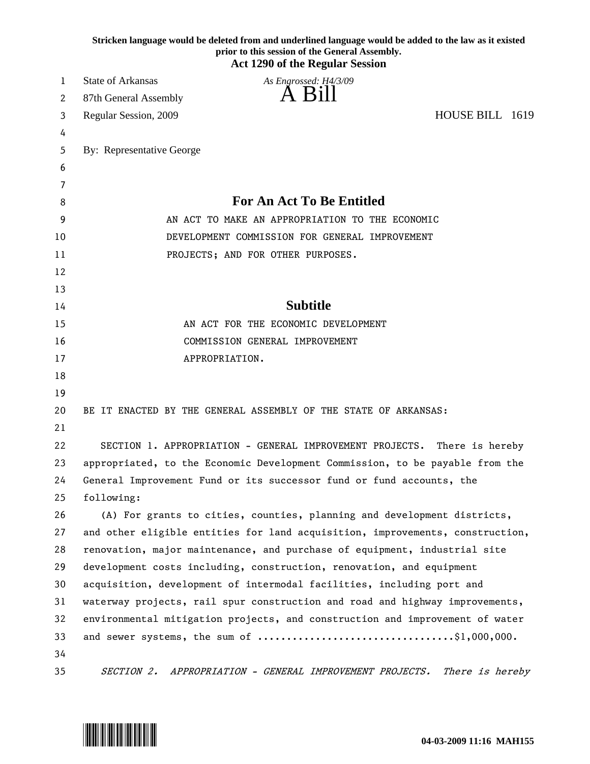Stricken language would be deleted from and underlined language would be added to the law as it existed prior to this session of the General Assembly.

**Act 1290 of the Regular Session**

State of Arkansas — *As Engrossed: H4/3/09*

87th General Assembly

# A Bill

Regular Session, 2009 — HOUSE BILL 1619

By: Representative George

## For An Act To Be Entitled

AN ACT TO MAKE AN APPROPRIATION TO THE ECONOMIC DEVELOPMENT COMMISSION FOR GENERAL IMPROVEMENT PROJECTS; AND FOR OTHER PURPOSES.

## Subtitle

AN ACT FOR THE ECONOMIC DEVELOPMENT COMMISSION GENERAL IMPROVEMENT APPROPRIATION.

BE IT ENACTED BY THE GENERAL ASSEMBLY OF THE STATE OF ARKANSAS:

SECTION 1. APPROPRIATION - GENERAL IMPROVEMENT PROJECTS. There is hereby appropriated, to the Economic Development Commission, to be payable from the General Improvement Fund or its successor fund or fund accounts, the following:

(A) For grants to cities, counties, planning and development districts, and other eligible entities for land acquisition, improvements, construction, renovation, major maintenance, and purchase of equipment, industrial site development costs including, construction, renovation, and equipment acquisition, development of intermodal facilities, including port and waterway projects, rail spur construction and road and highway improvements, environmental mitigation projects, and construction and improvement of water and sewer systems, the sum of ..................................$1,000,000.

*SECTION 2. APPROPRIATION - GENERAL IMPROVEMENT PROJECTS. There is hereby*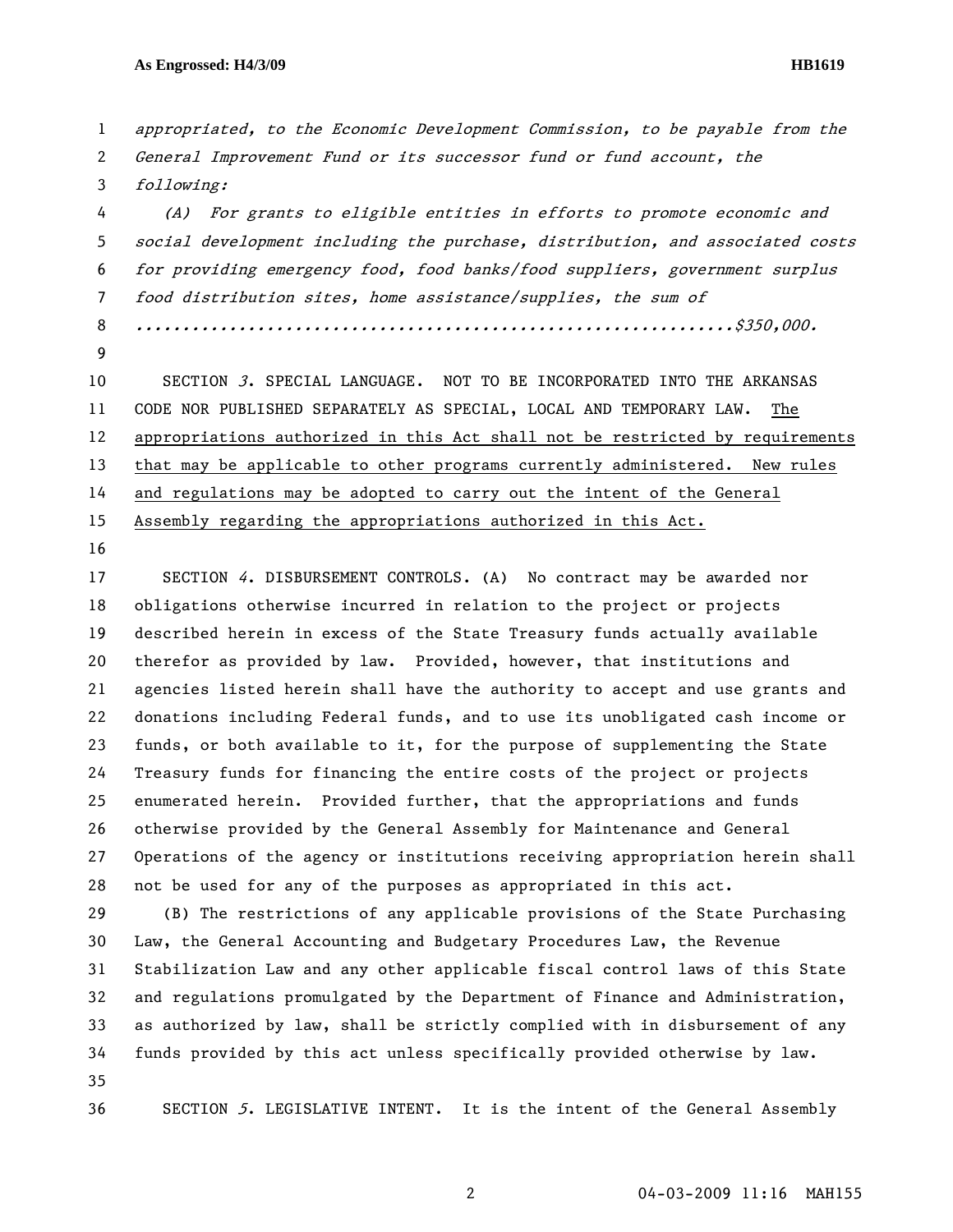*appropriated, to the Economic Development Commission, to be payable from the General Improvement Fund or its successor fund or fund account, the following:*

*(A) For grants to eligible entities in efforts to promote economic and social development including the purchase, distribution, and associated costs for providing emergency food, food banks/food suppliers, government surplus food distribution sites, home assistance/supplies, the sum of ..............................................................$350,000.*

SECTION *3*. SPECIAL LANGUAGE. NOT TO BE INCORPORATED INTO THE ARKANSAS CODE NOR PUBLISHED SEPARATELY AS SPECIAL, LOCAL AND TEMPORARY LAW. <u>The appropriations authorized in this Act shall not be restricted by requirements that may be applicable to other programs currently administered. New rules and regulations may be adopted to carry out the intent of the General Assembly regarding the appropriations authorized in this Act.</u>

SECTION *4*. DISBURSEMENT CONTROLS. (A) No contract may be awarded nor obligations otherwise incurred in relation to the project or projects described herein in excess of the State Treasury funds actually available therefor as provided by law. Provided, however, that institutions and agencies listed herein shall have the authority to accept and use grants and donations including Federal funds, and to use its unobligated cash income or funds, or both available to it, for the purpose of supplementing the State Treasury funds for financing the entire costs of the project or projects enumerated herein. Provided further, that the appropriations and funds otherwise provided by the General Assembly for Maintenance and General Operations of the agency or institutions receiving appropriation herein shall not be used for any of the purposes as appropriated in this act.

(B) The restrictions of any applicable provisions of the State Purchasing Law, the General Accounting and Budgetary Procedures Law, the Revenue Stabilization Law and any other applicable fiscal control laws of this State and regulations promulgated by the Department of Finance and Administration, as authorized by law, shall be strictly complied with in disbursement of any funds provided by this act unless specifically provided otherwise by law.

SECTION *5*. LEGISLATIVE INTENT. It is the intent of the General Assembly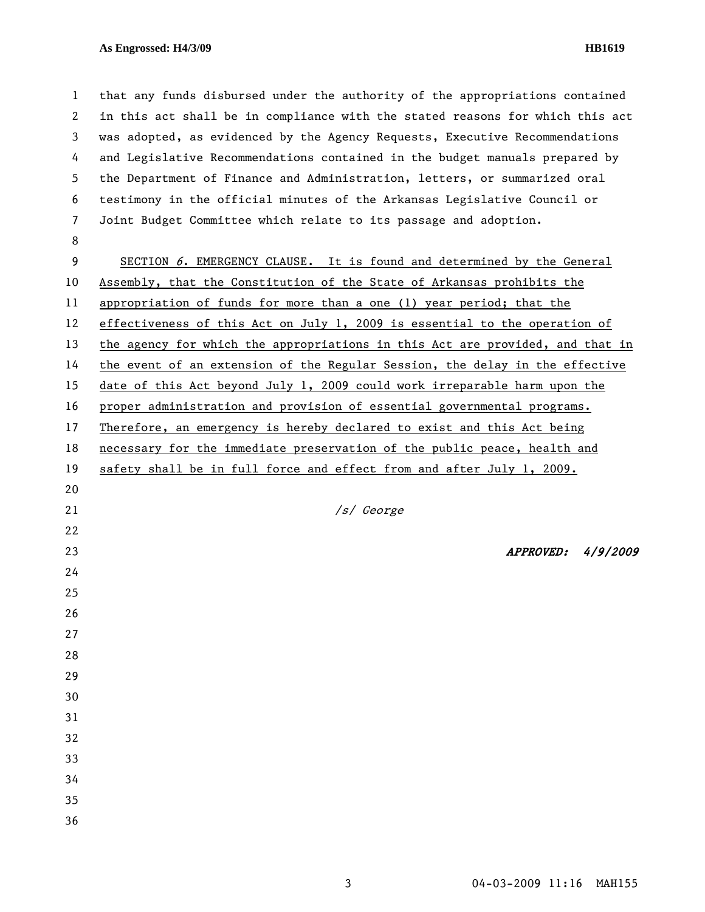that any funds disbursed under the authority of the appropriations contained in this act shall be in compliance with the stated reasons for which this act was adopted, as evidenced by the Agency Requests, Executive Recommendations and Legislative Recommendations contained in the budget manuals prepared by the Department of Finance and Administration, letters, or summarized oral testimony in the official minutes of the Arkansas Legislative Council or Joint Budget Committee which relate to its passage and adoption.

SECTION *6*. EMERGENCY CLAUSE. It is found and determined by the General Assembly, that the Constitution of the State of Arkansas prohibits the appropriation of funds for more than a one (1) year period; that the effectiveness of this Act on July 1, 2009 is essential to the operation of the agency for which the appropriations in this Act are provided, and that in the event of an extension of the Regular Session, the delay in the effective date of this Act beyond July 1, 2009 could work irreparable harm upon the proper administration and provision of essential governmental programs. Therefore, an emergency is hereby declared to exist and this Act being necessary for the immediate preservation of the public peace, health and safety shall be in full force and effect from and after July 1, 2009.

*/s/ George*

***APPROVED: 4/9/2009***